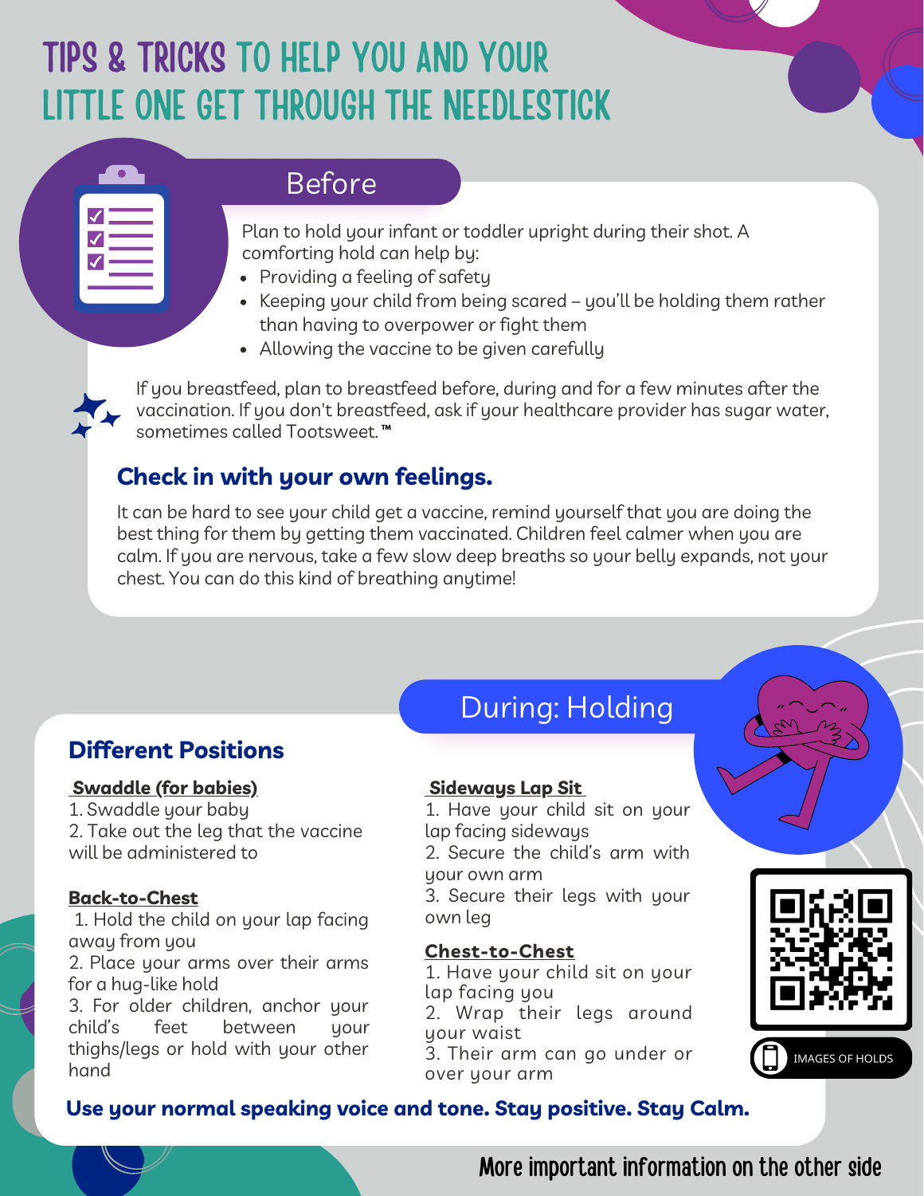# TIPS & TRICKS TO HELP YOU AND YOUR LITTLE ONE GET THROUGH THE NEEDLESTICK

## Before

Plan to hold your infant or toddler upright during their shot. A comforting hold can help by:

- Providing a feeling of safety
- Keeping your child from being scared – you'll be holding them rather than having to overpower or fight them
- Allowing the vaccine to be given carefully

If you breastfeed, plan to breastfeed before, during and for a few minutes after the vaccination. If you don't breastfeed, ask if your healthcare provider has sugar water, sometimes called Tootsweet.™

### Check in with your own feelings.

It can be hard to see your child get a vaccine, remind yourself that you are doing the best thing for them by getting them vaccinated. Children feel calmer when you are calm. If you are nervous, take a few slow deep breaths so your belly expands, not your chest. You can do this kind of breathing anytime!

## During: Holding

### Different Positions

**Swaddle (for babies)**

1. Swaddle your baby
2. Take out the leg that the vaccine will be administered to

**Back-to-Chest**

1. Hold the child on your lap facing away from you
2. Place your arms over their arms for a hug-like hold
3. For older children, anchor your child's feet between your thighs/legs or hold with your other hand

**Sideways Lap Sit**

1. Have your child sit on your lap facing sideways
2. Secure the child's arm with your own arm
3. Secure their legs with your own leg

**Chest-to-Chest**

1. Have your child sit on your lap facing you
2. Wrap their legs around your waist
3. Their arm can go under or over your arm

IMAGES OF HOLDS

**Use your normal speaking voice and tone. Stay positive. Stay Calm.**

More important information on the other side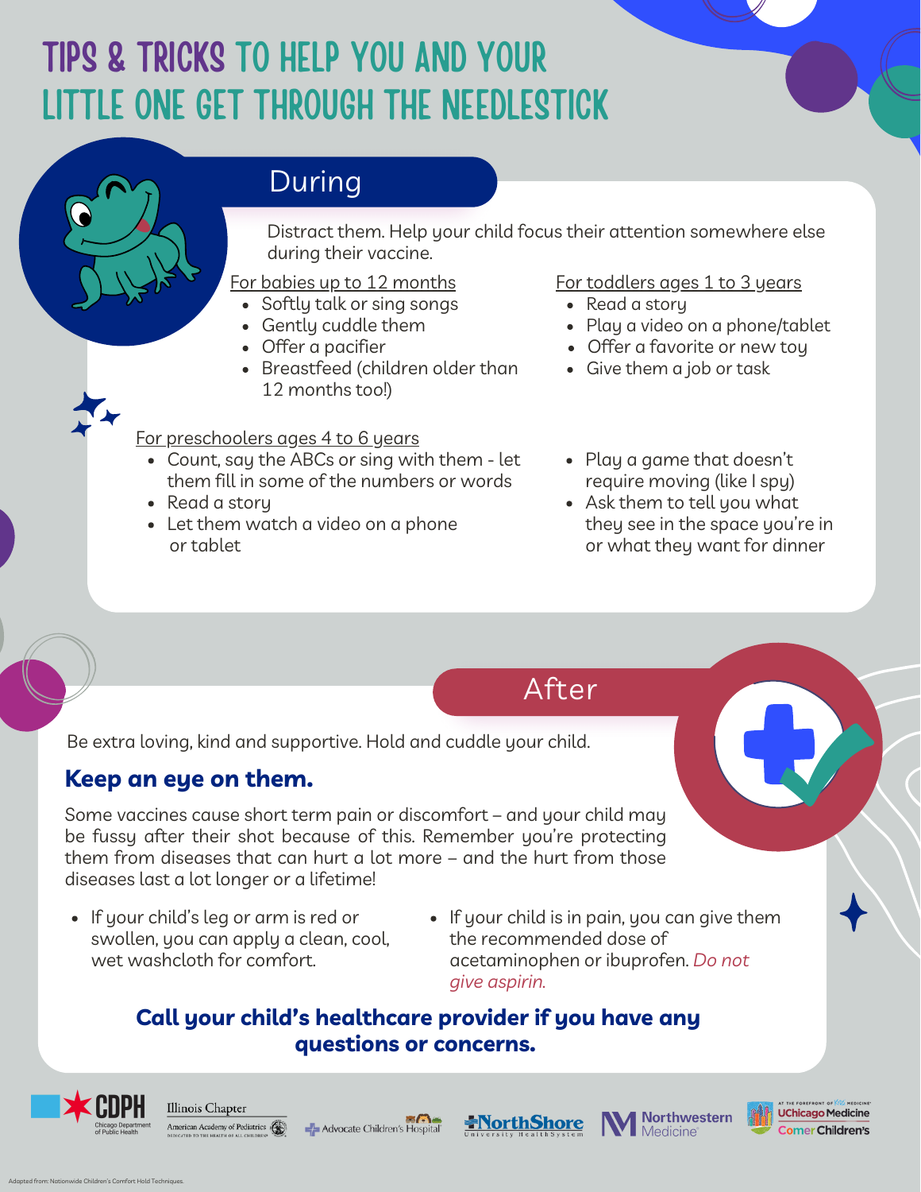# TIPS & TRICKS TO HELP YOU AND YOUR LITTLE ONE GET THROUGH THE NEEDLESTICK

## During

Distract them. Help your child focus their attention somewhere else during their vaccine.

For babies up to 12 months

- Softly talk or sing songs
- Gently cuddle them
- Offer a pacifier
- Breastfeed (children older than 12 months too!)

For toddlers ages 1 to 3 years

- Read a story
- Play a video on a phone/tablet
- Offer a favorite or new toy
- Give them a job or task

For preschoolers ages 4 to 6 years

- Count, say the ABCs or sing with them - let them fill in some of the numbers or words
- Read a story
- Let them watch a video on a phone or tablet
- Play a game that doesn't require moving (like I spy)
- Ask them to tell you what they see in the space you're in or what they want for dinner

## After

Be extra loving, kind and supportive. Hold and cuddle your child.

### Keep an eye on them.

Some vaccines cause short term pain or discomfort – and your child may be fussy after their shot because of this. Remember you're protecting them from diseases that can hurt a lot more – and the hurt from those diseases last a lot longer or a lifetime!

- If your child's leg or arm is red or swollen, you can apply a clean, cool, wet washcloth for comfort.
- If your child is in pain, you can give them the recommended dose of acetaminophen or ibuprofen. *Do not give aspirin.*

**Call your child's healthcare provider if you have any questions or concerns.**

CDPH Chicago Department of Public Health | Illinois Chapter American Academy of Pediatrics | Advocate Children's Hospital | NorthShore University HealthSystem | Northwestern Medicine | UChicago Medicine Comer Children's

Adapted from: Nationwide Children's Comfort Hold Techniques.